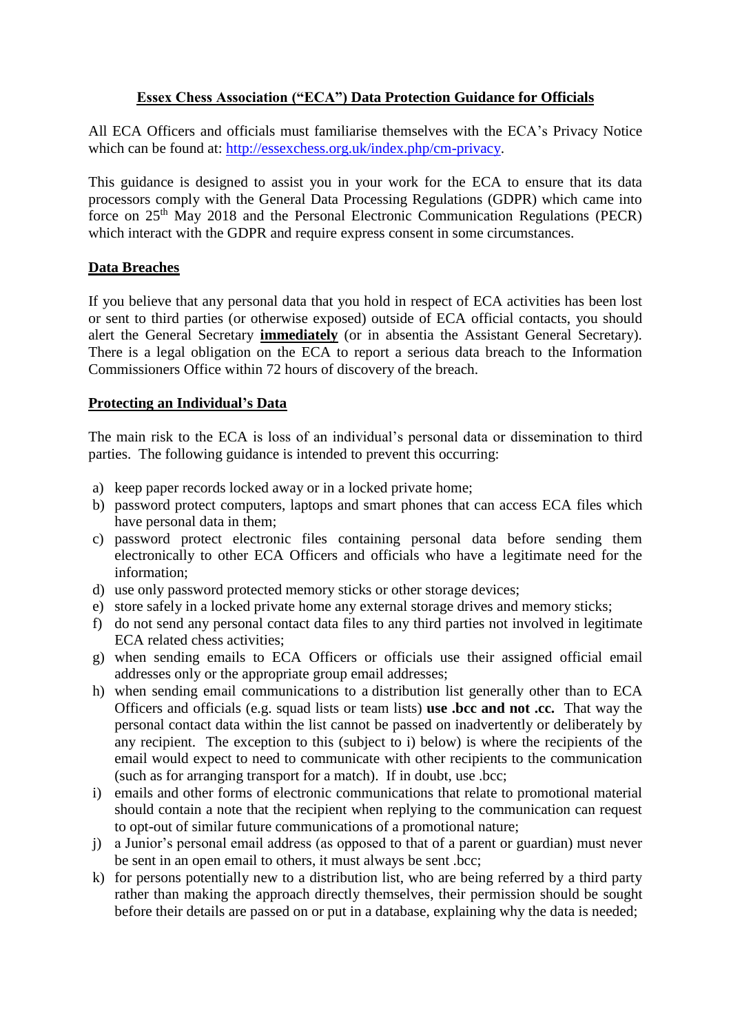# Essex Chess Association ("ECA") Data Protection Guidance for Officials

All ECA Officers and officials must familiarise themselves with the ECA's Privacy Notice which can be found at: [http://essexchess.org.uk/index.php/cm-privacy](http://essexchess.org.uk/index.php/cm-privacy).

This guidance is designed to assist you in your work for the ECA to ensure that its data processors comply with the General Data Processing Regulations (GDPR) which came into force on 25th May 2018 and the Personal Electronic Communication Regulations (PECR) which interact with the GDPR and require express consent in some circumstances.

## Data Breaches

If you believe that any personal data that you hold in respect of ECA activities has been lost or sent to third parties (or otherwise exposed) outside of ECA official contacts, you should alert the General Secretary **immediately** (or in absentia the Assistant General Secretary). There is a legal obligation on the ECA to report a serious data breach to the Information Commissioners Office within 72 hours of discovery of the breach.

## Protecting an Individual's Data

The main risk to the ECA is loss of an individual's personal data or dissemination to third parties. The following guidance is intended to prevent this occurring:

a) keep paper records locked away or in a locked private home;

b) password protect computers, laptops and smart phones that can access ECA files which have personal data in them;

c) password protect electronic files containing personal data before sending them electronically to other ECA Officers and officials who have a legitimate need for the information;

d) use only password protected memory sticks or other storage devices;

e) store safely in a locked private home any external storage drives and memory sticks;

f) do not send any personal contact data files to any third parties not involved in legitimate ECA related chess activities;

g) when sending emails to ECA Officers or officials use their assigned official email addresses only or the appropriate group email addresses;

h) when sending email communications to a distribution list generally other than to ECA Officers and officials (e.g. squad lists or team lists) **use .bcc and not .cc.** That way the personal contact data within the list cannot be passed on inadvertently or deliberately by any recipient. The exception to this (subject to i) below) is where the recipients of the email would expect to need to communicate with other recipients to the communication (such as for arranging transport for a match). If in doubt, use .bcc;

i) emails and other forms of electronic communications that relate to promotional material should contain a note that the recipient when replying to the communication can request to opt-out of similar future communications of a promotional nature;

j) a Junior's personal email address (as opposed to that of a parent or guardian) must never be sent in an open email to others, it must always be sent .bcc;

k) for persons potentially new to a distribution list, who are being referred by a third party rather than making the approach directly themselves, their permission should be sought before their details are passed on or put in a database, explaining why the data is needed;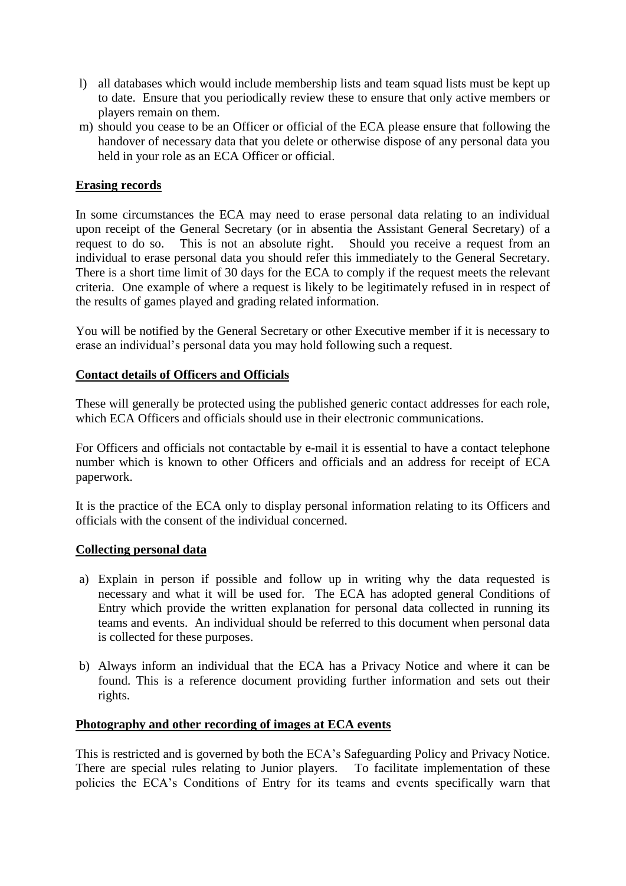l) all databases which would include membership lists and team squad lists must be kept up to date. Ensure that you periodically review these to ensure that only active members or players remain on them.

m) should you cease to be an Officer or official of the ECA please ensure that following the handover of necessary data that you delete or otherwise dispose of any personal data you held in your role as an ECA Officer or official.

**Erasing records**

In some circumstances the ECA may need to erase personal data relating to an individual upon receipt of the General Secretary (or in absentia the Assistant General Secretary) of a request to do so. This is not an absolute right. Should you receive a request from an individual to erase personal data you should refer this immediately to the General Secretary. There is a short time limit of 30 days for the ECA to comply if the request meets the relevant criteria. One example of where a request is likely to be legitimately refused in in respect of the results of games played and grading related information.

You will be notified by the General Secretary or other Executive member if it is necessary to erase an individual's personal data you may hold following such a request.

**Contact details of Officers and Officials**

These will generally be protected using the published generic contact addresses for each role, which ECA Officers and officials should use in their electronic communications.

For Officers and officials not contactable by e-mail it is essential to have a contact telephone number which is known to other Officers and officials and an address for receipt of ECA paperwork.

It is the practice of the ECA only to display personal information relating to its Officers and officials with the consent of the individual concerned.

**Collecting personal data**

a) Explain in person if possible and follow up in writing why the data requested is necessary and what it will be used for. The ECA has adopted general Conditions of Entry which provide the written explanation for personal data collected in running its teams and events. An individual should be referred to this document when personal data is collected for these purposes.

b) Always inform an individual that the ECA has a Privacy Notice and where it can be found. This is a reference document providing further information and sets out their rights.

**Photography and other recording of images at ECA events**

This is restricted and is governed by both the ECA's Safeguarding Policy and Privacy Notice. There are special rules relating to Junior players. To facilitate implementation of these policies the ECA's Conditions of Entry for its teams and events specifically warn that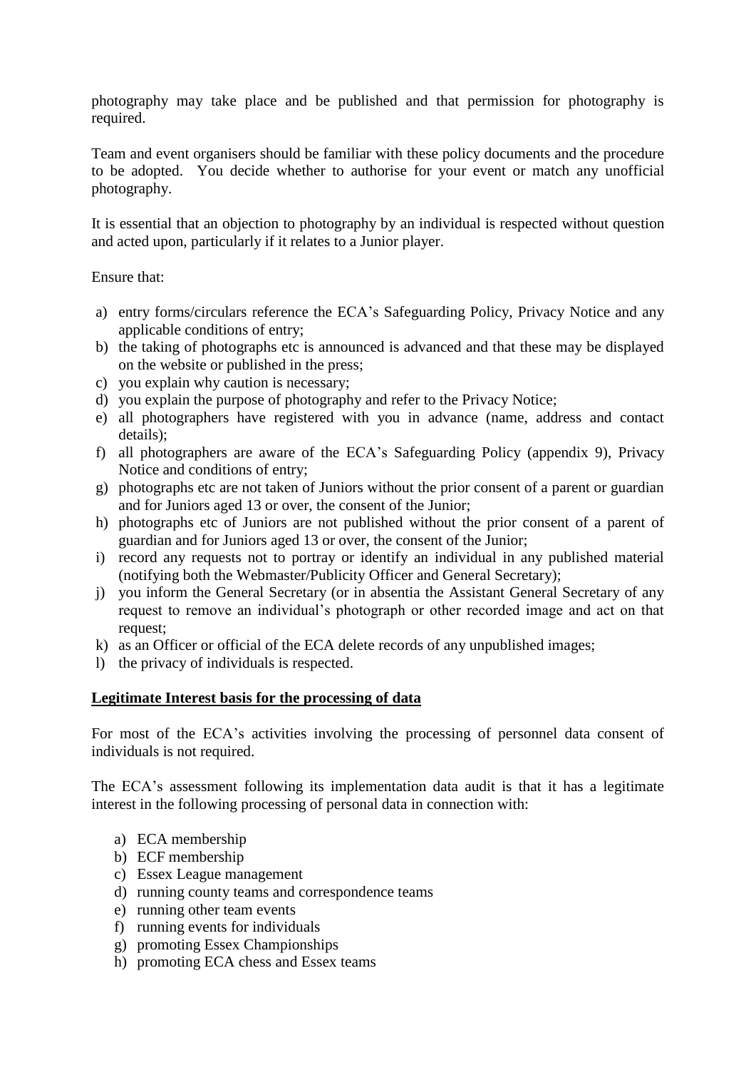photography may take place and be published and that permission for photography is required.

Team and event organisers should be familiar with these policy documents and the procedure to be adopted. You decide whether to authorise for your event or match any unofficial photography.

It is essential that an objection to photography by an individual is respected without question and acted upon, particularly if it relates to a Junior player.

Ensure that:

a) entry forms/circulars reference the ECA's Safeguarding Policy, Privacy Notice and any applicable conditions of entry;
b) the taking of photographs etc is announced is advanced and that these may be displayed on the website or published in the press;
c) you explain why caution is necessary;
d) you explain the purpose of photography and refer to the Privacy Notice;
e) all photographers have registered with you in advance (name, address and contact details);
f) all photographers are aware of the ECA's Safeguarding Policy (appendix 9), Privacy Notice and conditions of entry;
g) photographs etc are not taken of Juniors without the prior consent of a parent or guardian and for Juniors aged 13 or over, the consent of the Junior;
h) photographs etc of Juniors are not published without the prior consent of a parent of guardian and for Juniors aged 13 or over, the consent of the Junior;
i) record any requests not to portray or identify an individual in any published material (notifying both the Webmaster/Publicity Officer and General Secretary);
j) you inform the General Secretary (or in absentia the Assistant General Secretary of any request to remove an individual's photograph or other recorded image and act on that request;
k) as an Officer or official of the ECA delete records of any unpublished images;
l) the privacy of individuals is respected.

**Legitimate Interest basis for the processing of data**

For most of the ECA's activities involving the processing of personnel data consent of individuals is not required.

The ECA's assessment following its implementation data audit is that it has a legitimate interest in the following processing of personal data in connection with:

a) ECA membership
b) ECF membership
c) Essex League management
d) running county teams and correspondence teams
e) running other team events
f) running events for individuals
g) promoting Essex Championships
h) promoting ECA chess and Essex teams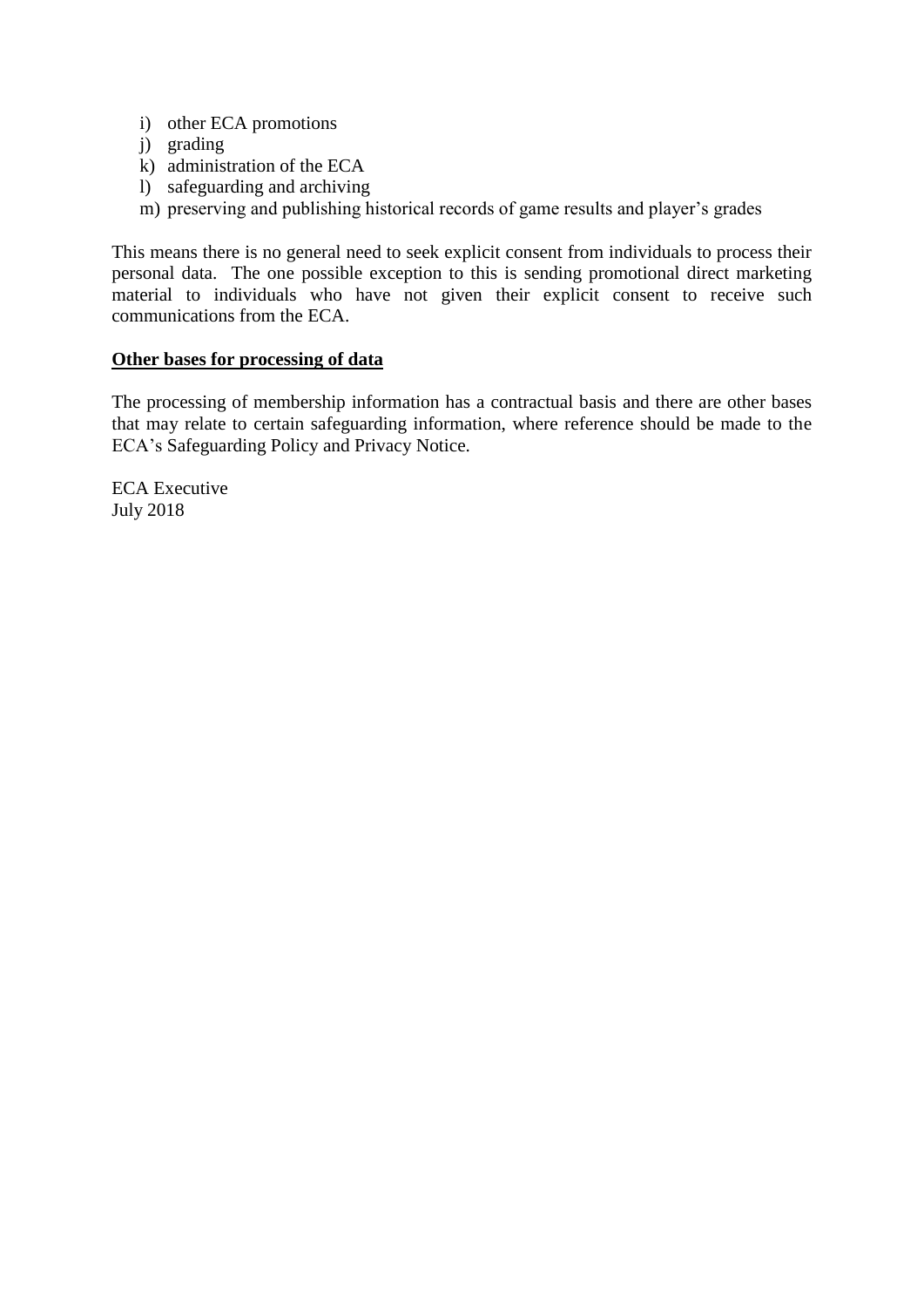i) other ECA promotions
j) grading
k) administration of the ECA
l) safeguarding and archiving
m) preserving and publishing historical records of game results and player's grades

This means there is no general need to seek explicit consent from individuals to process their personal data. The one possible exception to this is sending promotional direct marketing material to individuals who have not given their explicit consent to receive such communications from the ECA.

**Other bases for processing of data**

The processing of membership information has a contractual basis and there are other bases that may relate to certain safeguarding information, where reference should be made to the ECA's Safeguarding Policy and Privacy Notice.

ECA Executive
July 2018